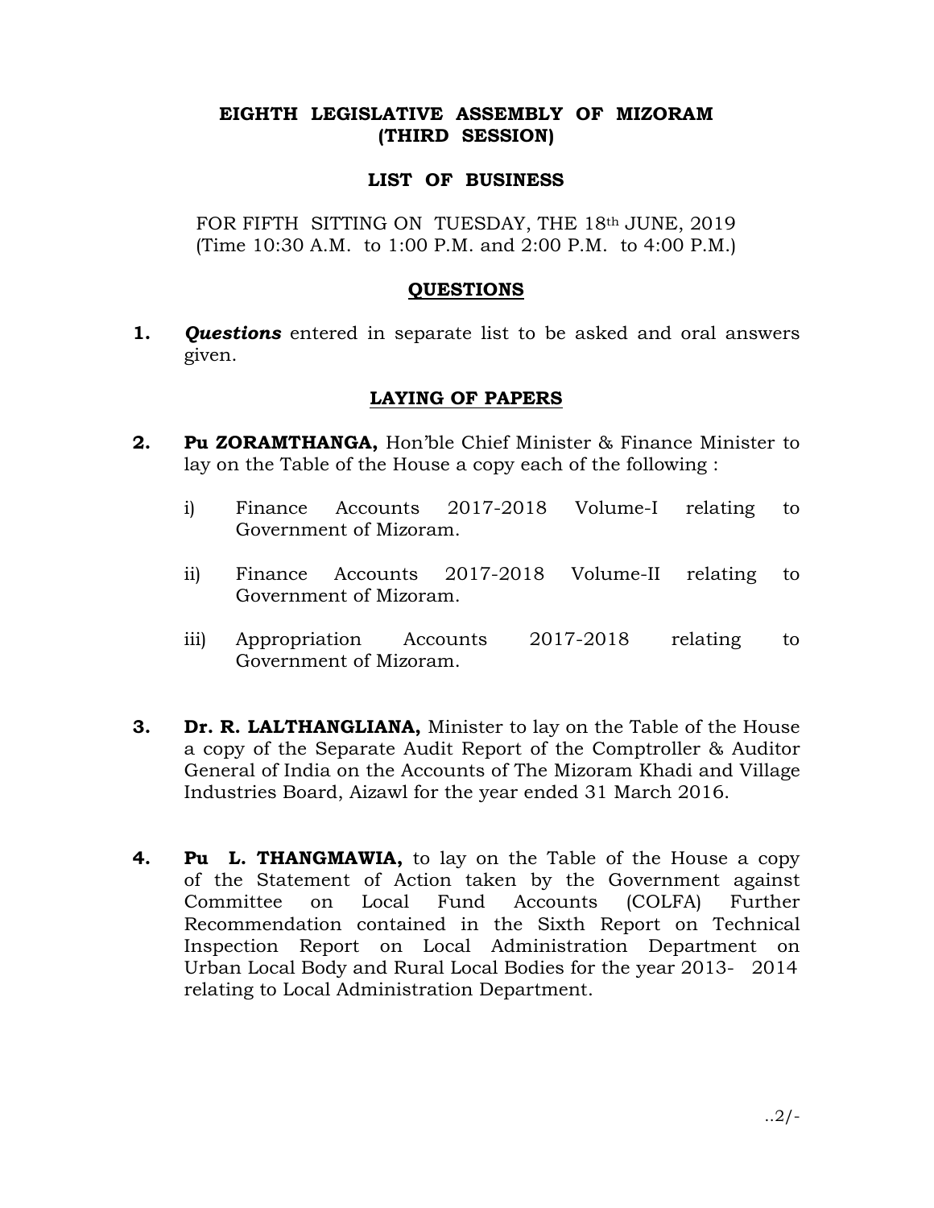# EIGHTH LEGISLATIVE ASSEMBLY OF MIZORAM
## (THIRD SESSION)

## LIST OF BUSINESS

FOR FIFTH SITTING ON TUESDAY, THE 18th JUNE, 2019
(Time 10:30 A.M. to 1:00 P.M. and 2:00 P.M. to 4:00 P.M.)

### QUESTIONS

**1.** ***Questions*** entered in separate list to be asked and oral answers given.

### LAYING OF PAPERS

**2.** **Pu ZORAMTHANGA,** Hon'ble Chief Minister & Finance Minister to lay on the Table of the House a copy each of the following :

i) Finance Accounts 2017-2018 Volume-I relating to Government of Mizoram.

ii) Finance Accounts 2017-2018 Volume-II relating to Government of Mizoram.

iii) Appropriation Accounts 2017-2018 relating to Government of Mizoram.

**3.** **Dr. R. LALTHANGLIANA,** Minister to lay on the Table of the House a copy of the Separate Audit Report of the Comptroller & Auditor General of India on the Accounts of The Mizoram Khadi and Village Industries Board, Aizawl for the year ended 31 March 2016.

**4.** **Pu L. THANGMAWIA,** to lay on the Table of the House a copy of the Statement of Action taken by the Government against Committee on Local Fund Accounts (COLFA) Further Recommendation contained in the Sixth Report on Technical Inspection Report on Local Administration Department on Urban Local Body and Rural Local Bodies for the year 2013- 2014 relating to Local Administration Department.

..2/-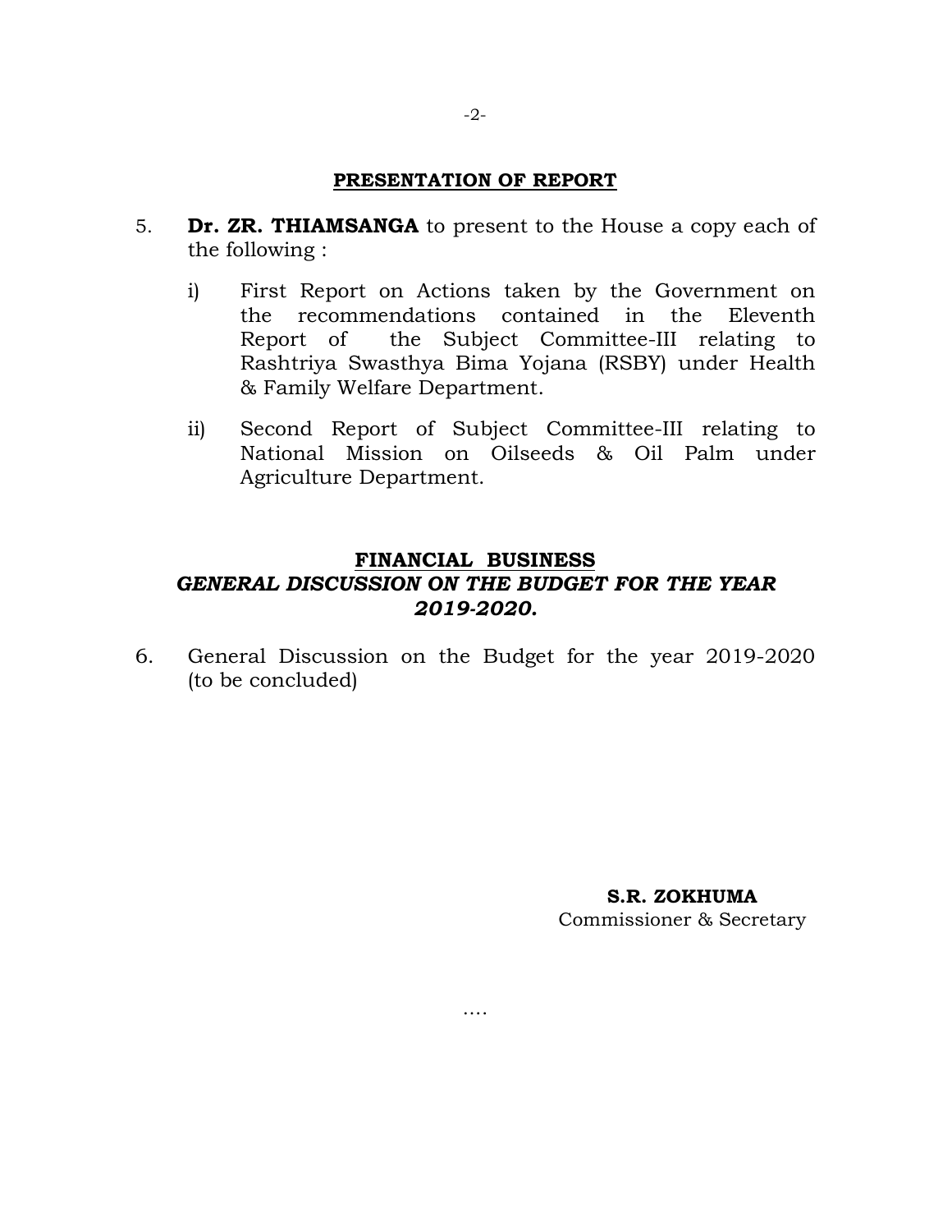## PRESENTATION OF REPORT

5. **Dr. ZR. THIAMSANGA** to present to the House a copy each of the following :

   i) First Report on Actions taken by the Government on the recommendations contained in the Eleventh Report of the Subject Committee-III relating to Rashtriya Swasthya Bima Yojana (RSBY) under Health & Family Welfare Department.

   ii) Second Report of Subject Committee-III relating to National Mission on Oilseeds & Oil Palm under Agriculture Department.

## FINANCIAL BUSINESS

### *GENERAL DISCUSSION ON THE BUDGET FOR THE YEAR 2019-2020.*

6. General Discussion on the Budget for the year 2019-2020 (to be concluded)

**S.R. ZOKHUMA**
Commissioner & Secretary

....